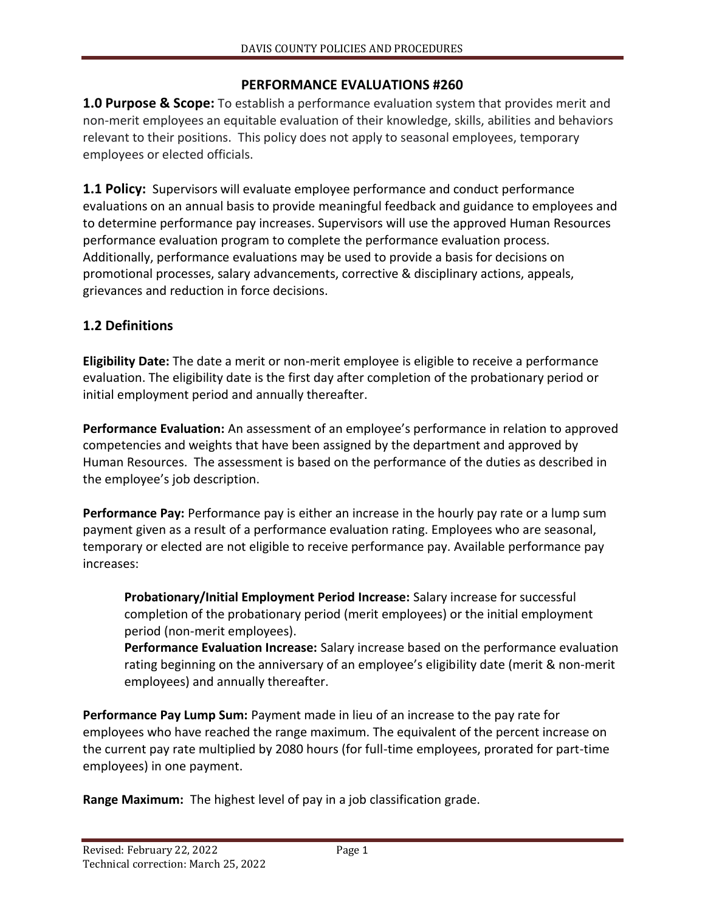# PERFORMANCE EVALUATIONS #260

**1.0 Purpose & Scope:** To establish a performance evaluation system that provides merit and non-merit employees an equitable evaluation of their knowledge, skills, abilities and behaviors relevant to their positions. This policy does not apply to seasonal employees, temporary employees or elected officials.

**1.1 Policy:** Supervisors will evaluate employee performance and conduct performance evaluations on an annual basis to provide meaningful feedback and guidance to employees and to determine performance pay increases. Supervisors will use the approved Human Resources performance evaluation program to complete the performance evaluation process. Additionally, performance evaluations may be used to provide a basis for decisions on promotional processes, salary advancements, corrective & disciplinary actions, appeals, grievances and reduction in force decisions.

## 1.2 Definitions

**Eligibility Date:** The date a merit or non-merit employee is eligible to receive a performance evaluation. The eligibility date is the first day after completion of the probationary period or initial employment period and annually thereafter.

**Performance Evaluation:** An assessment of an employee's performance in relation to approved competencies and weights that have been assigned by the department and approved by Human Resources. The assessment is based on the performance of the duties as described in the employee's job description.

**Performance Pay:** Performance pay is either an increase in the hourly pay rate or a lump sum payment given as a result of a performance evaluation rating. Employees who are seasonal, temporary or elected are not eligible to receive performance pay. Available performance pay increases:

> **Probationary/Initial Employment Period Increase:** Salary increase for successful completion of the probationary period (merit employees) or the initial employment period (non-merit employees).
>
> **Performance Evaluation Increase:** Salary increase based on the performance evaluation rating beginning on the anniversary of an employee's eligibility date (merit & non-merit employees) and annually thereafter.

**Performance Pay Lump Sum:** Payment made in lieu of an increase to the pay rate for employees who have reached the range maximum. The equivalent of the percent increase on the current pay rate multiplied by 2080 hours (for full-time employees, prorated for part-time employees) in one payment.

**Range Maximum:** The highest level of pay in a job classification grade.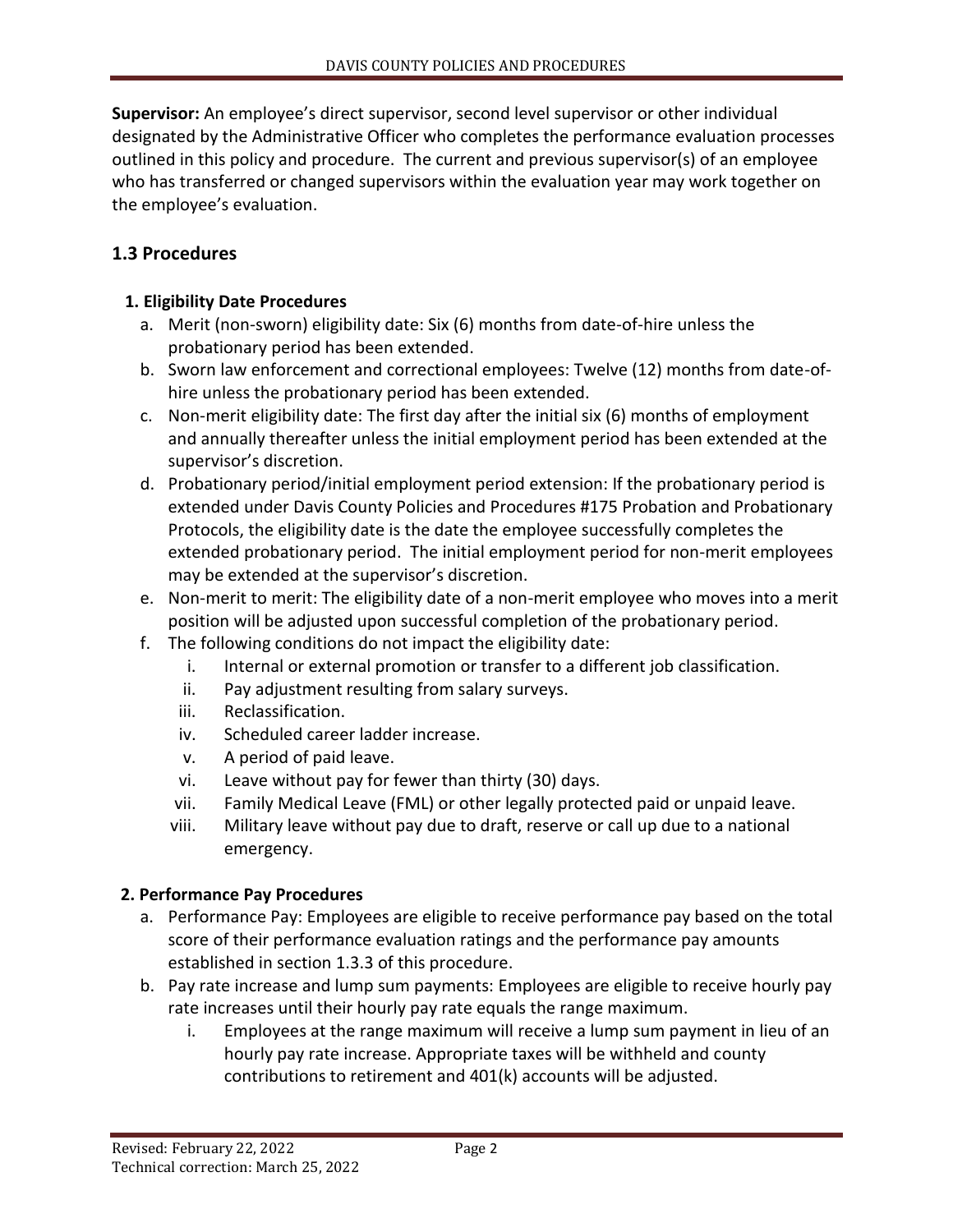**Supervisor:** An employee's direct supervisor, second level supervisor or other individual designated by the Administrative Officer who completes the performance evaluation processes outlined in this policy and procedure. The current and previous supervisor(s) of an employee who has transferred or changed supervisors within the evaluation year may work together on the employee's evaluation.

## 1.3 Procedures

### 1. Eligibility Date Procedures

a. Merit (non-sworn) eligibility date: Six (6) months from date-of-hire unless the probationary period has been extended.

b. Sworn law enforcement and correctional employees: Twelve (12) months from date-of-hire unless the probationary period has been extended.

c. Non-merit eligibility date: The first day after the initial six (6) months of employment and annually thereafter unless the initial employment period has been extended at the supervisor's discretion.

d. Probationary period/initial employment period extension: If the probationary period is extended under Davis County Policies and Procedures #175 Probation and Probationary Protocols, the eligibility date is the date the employee successfully completes the extended probationary period. The initial employment period for non-merit employees may be extended at the supervisor's discretion.

e. Non-merit to merit: The eligibility date of a non-merit employee who moves into a merit position will be adjusted upon successful completion of the probationary period.

f. The following conditions do not impact the eligibility date:
   i. Internal or external promotion or transfer to a different job classification.
   ii. Pay adjustment resulting from salary surveys.
   iii. Reclassification.
   iv. Scheduled career ladder increase.
   v. A period of paid leave.
   vi. Leave without pay for fewer than thirty (30) days.
   vii. Family Medical Leave (FML) or other legally protected paid or unpaid leave.
   viii. Military leave without pay due to draft, reserve or call up due to a national emergency.

### 2. Performance Pay Procedures

a. Performance Pay: Employees are eligible to receive performance pay based on the total score of their performance evaluation ratings and the performance pay amounts established in section 1.3.3 of this procedure.

b. Pay rate increase and lump sum payments: Employees are eligible to receive hourly pay rate increases until their hourly pay rate equals the range maximum.
   i. Employees at the range maximum will receive a lump sum payment in lieu of an hourly pay rate increase. Appropriate taxes will be withheld and county contributions to retirement and 401(k) accounts will be adjusted.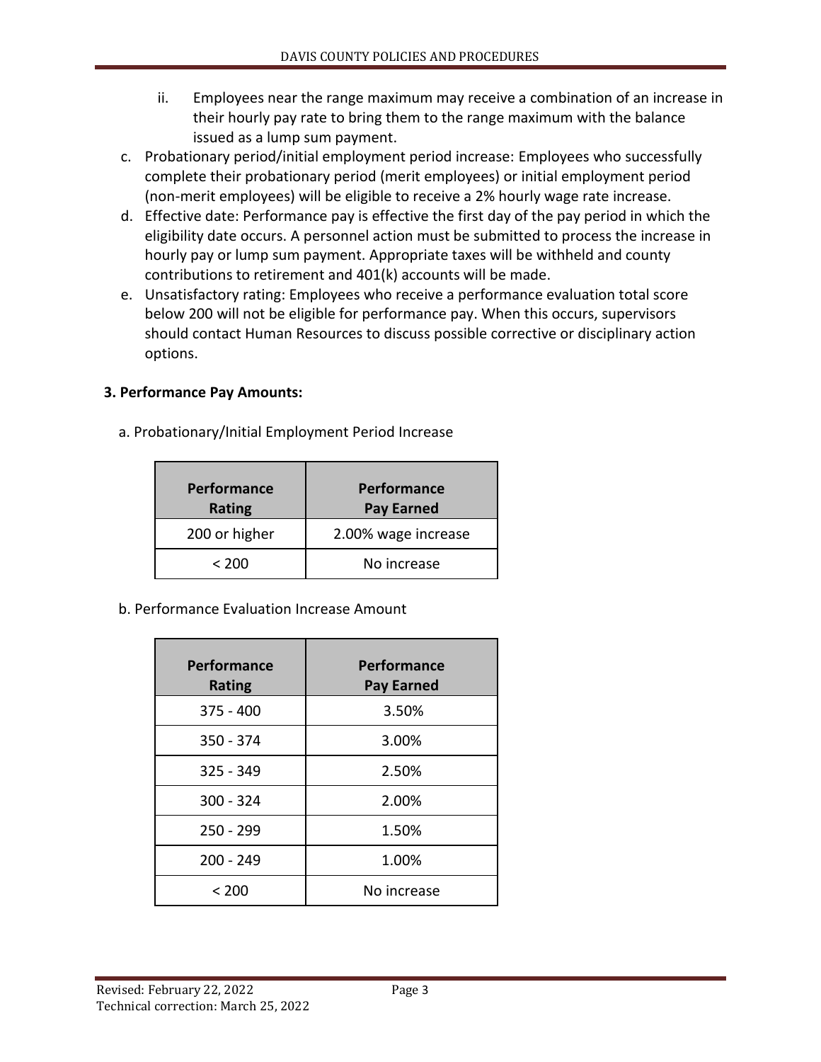ii. Employees near the range maximum may receive a combination of an increase in their hourly pay rate to bring them to the range maximum with the balance issued as a lump sum payment.

c. Probationary period/initial employment period increase: Employees who successfully complete their probationary period (merit employees) or initial employment period (non-merit employees) will be eligible to receive a 2% hourly wage rate increase.
d. Effective date: Performance pay is effective the first day of the pay period in which the eligibility date occurs. A personnel action must be submitted to process the increase in hourly pay or lump sum payment. Appropriate taxes will be withheld and county contributions to retirement and 401(k) accounts will be made.
e. Unsatisfactory rating: Employees who receive a performance evaluation total score below 200 will not be eligible for performance pay. When this occurs, supervisors should contact Human Resources to discuss possible corrective or disciplinary action options.

**3. Performance Pay Amounts:**

a. Probationary/Initial Employment Period Increase

| Performance Rating | Performance Pay Earned |
|---|---|
| 200 or higher | 2.00% wage increase |
| < 200 | No increase |

b. Performance Evaluation Increase Amount

| Performance Rating | Performance Pay Earned |
|---|---|
| 375 - 400 | 3.50% |
| 350 - 374 | 3.00% |
| 325 - 349 | 2.50% |
| 300 - 324 | 2.00% |
| 250 - 299 | 1.50% |
| 200 - 249 | 1.00% |
| < 200 | No increase |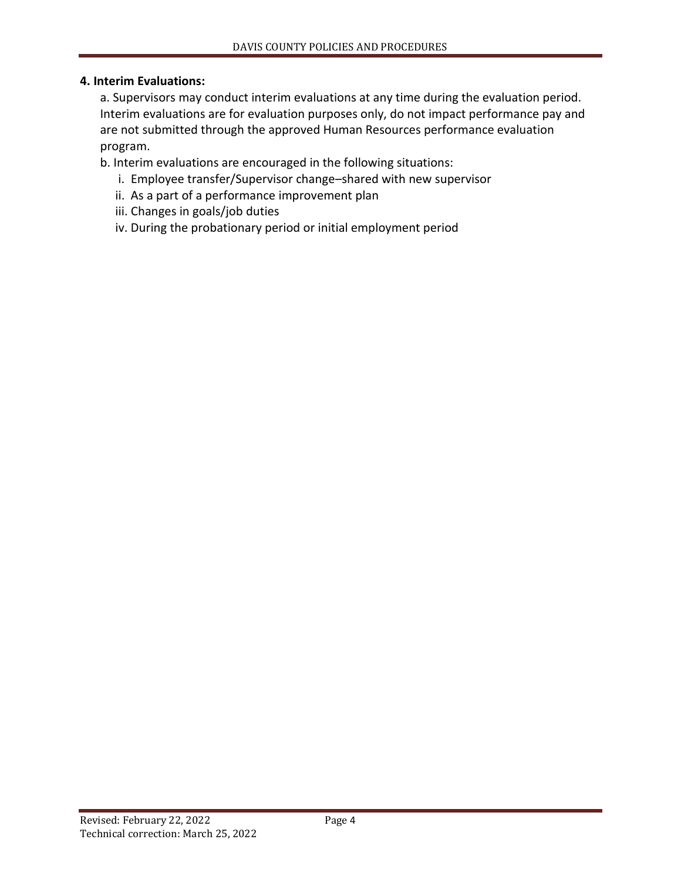**4. Interim Evaluations:**

a. Supervisors may conduct interim evaluations at any time during the evaluation period. Interim evaluations are for evaluation purposes only, do not impact performance pay and are not submitted through the approved Human Resources performance evaluation program.

b. Interim evaluations are encouraged in the following situations:

i. Employee transfer/Supervisor change–shared with new supervisor

ii. As a part of a performance improvement plan

iii. Changes in goals/job duties

iv. During the probationary period or initial employment period